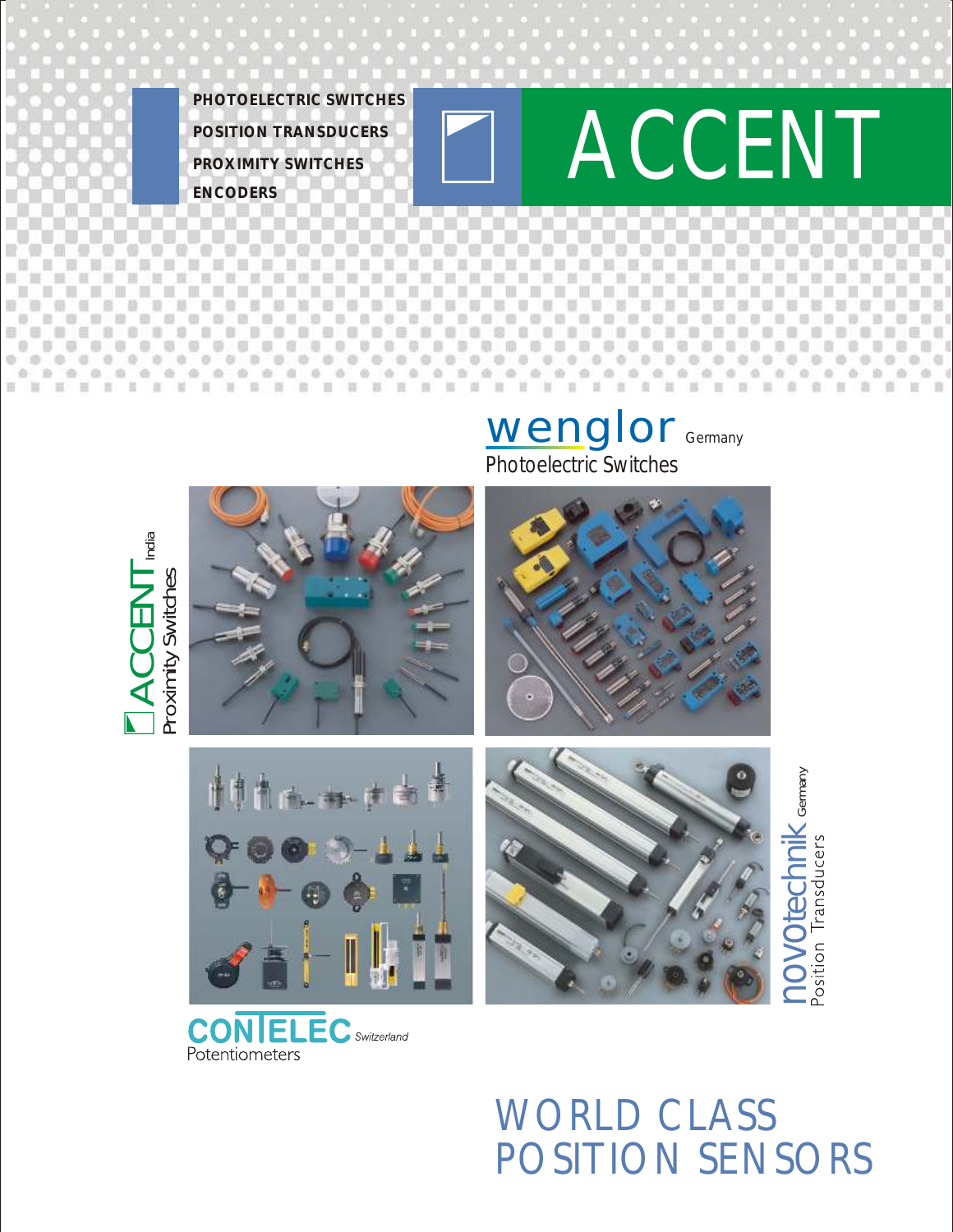PHOTOELECTRIC SWITCHES
POSITION TRANSDUCERS
PROXIMITY SWITCHES
ENCODERS

# ACCENT

wenglor Germany
Photoelectric Switches

ACCENT India
Proximity Switches

novotechnik Germany
Position Transducers

CONTELEC Switzerland
Potentiometers

# WORLD CLASS POSITION SENSORS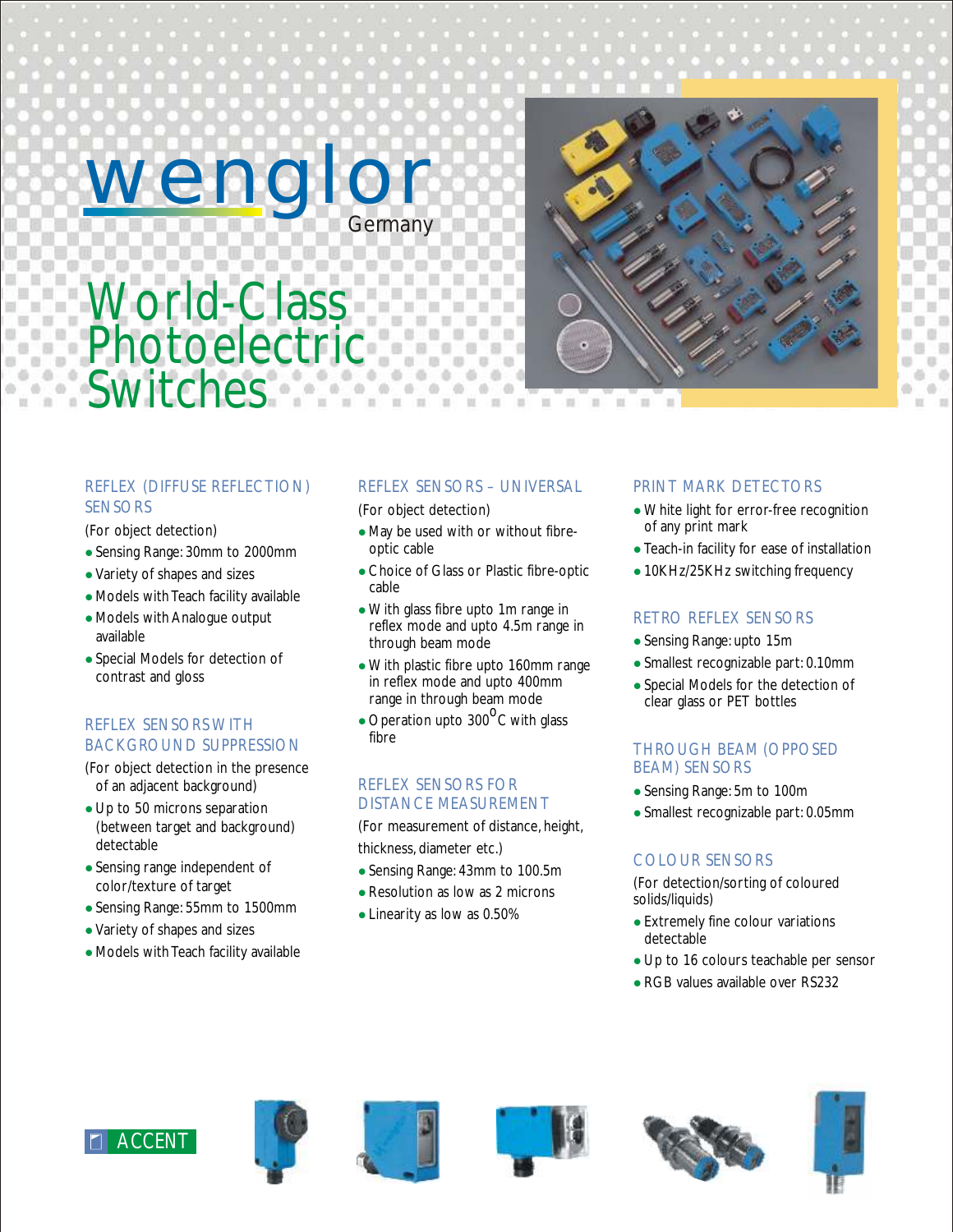# wenglor

Germany

# World-Class Photoelectric Switches

## REFLEX (DIFFUSE REFLECTION) SENSORS

(For object detection)

- Sensing Range: 30mm to 2000mm
- Variety of shapes and sizes
- Models with Teach facility available
- Models with Analogue output available
- Special Models for detection of contrast and gloss

## REFLEX SENSORS WITH BACKGROUND SUPPRESSION

(For object detection in the presence of an adjacent background)

- Up to 50 microns separation (between target and background) detectable
- Sensing range independent of color/texture of target
- Sensing Range: 55mm to 1500mm
- Variety of shapes and sizes
- Models with Teach facility available

## REFLEX SENSORS – UNIVERSAL

(For object detection)

- May be used with or without fibre-optic cable
- Choice of Glass or Plastic fibre-optic cable
- With glass fibre upto 1m range in reflex mode and upto 4.5m range in through beam mode
- With plastic fibre upto 160mm range in reflex mode and upto 400mm range in through beam mode
- Operation upto 300$^{0}$C with glass fibre

## REFLEX SENSORS FOR DISTANCE MEASUREMENT

(For measurement of distance, height, thickness, diameter etc.)

- Sensing Range: 43mm to 100.5m
- Resolution as low as 2 microns
- Linearity as low as 0.50%

## PRINT MARK DETECTORS

- White light for error-free recognition of any print mark
- Teach-in facility for ease of installation
- 10KHz/25KHz switching frequency

## RETRO REFLEX SENSORS

- Sensing Range: upto 15m
- Smallest recognizable part: 0.10mm
- Special Models for the detection of clear glass or PET bottles

## THROUGH BEAM (OPPOSED BEAM) SENSORS

- Sensing Range: 5m to 100m
- Smallest recognizable part: 0.05mm

## COLOUR SENSORS

(For detection/sorting of coloured solids/liquids)

- Extremely fine colour variations detectable
- Up to 16 colours teachable per sensor
- RGB values available over RS232

ACCENT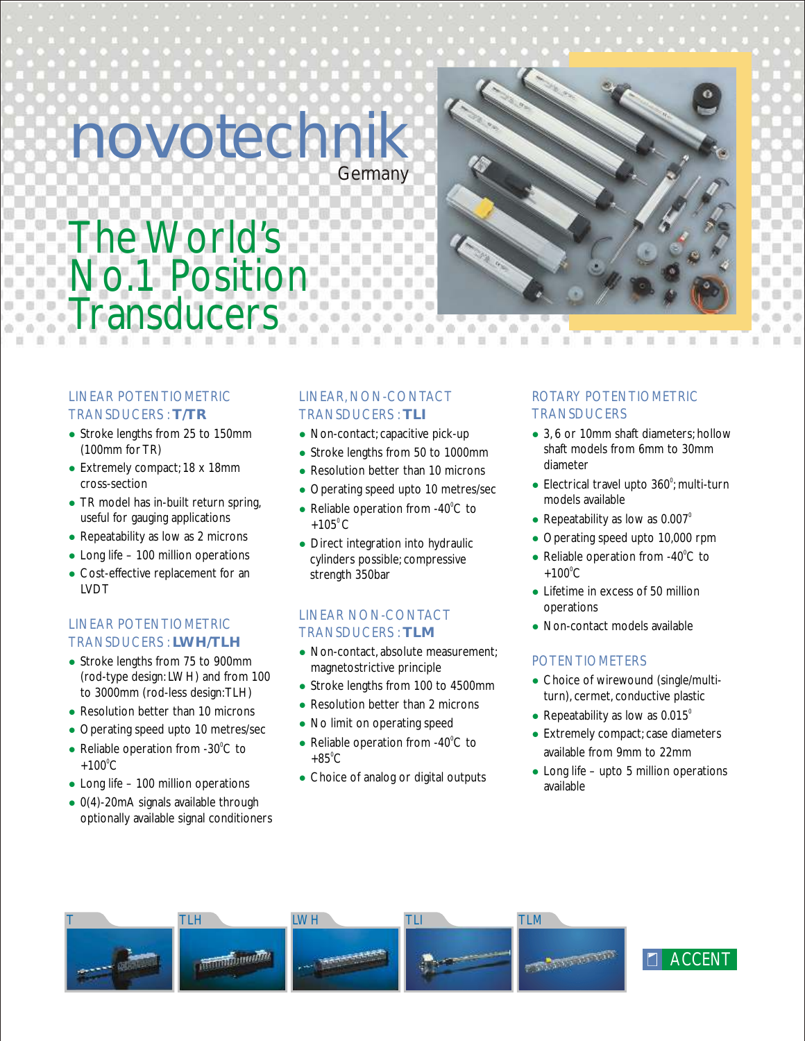# novotechnik

Germany

# The World's No.1 Position Transducers

## LINEAR POTENTIOMETRIC TRANSDUCERS : **T/TR**

- Stroke lengths from 25 to 150mm (100mm for TR)
- Extremely compact; 18 x 18mm cross-section
- TR model has in-built return spring, useful for gauging applications
- Repeatability as low as 2 microns
- Long life – 100 million operations
- Cost-effective replacement for an LVDT

## LINEAR POTENTIOMETRIC TRANSDUCERS : **LWH/TLH**

- Stroke lengths from 75 to 900mm (rod-type design: LWH) and from 100 to 3000mm (rod-less design:TLH)
- Resolution better than 10 microns
- Operating speed upto 10 metres/sec
- Reliable operation from -30°C to +100°C
- Long life – 100 million operations
- 0(4)-20mA signals available through optionally available signal conditioners

## LINEAR, NON-CONTACT TRANSDUCERS : **TLI**

- Non-contact; capacitive pick-up
- Stroke lengths from 50 to 1000mm
- Resolution better than 10 microns
- Operating speed upto 10 metres/sec
- Reliable operation from -40°C to +105°C
- Direct integration into hydraulic cylinders possible; compressive strength 350bar

## LINEAR NON-CONTACT TRANSDUCERS : **TLM**

- Non-contact, absolute measurement; magnetostrictive principle
- Stroke lengths from 100 to 4500mm
- Resolution better than 2 microns
- No limit on operating speed
- Reliable operation from -40°C to +85°C
- Choice of analog or digital outputs

## ROTARY POTENTIOMETRIC TRANSDUCERS

- 3, 6 or 10mm shaft diameters; hollow shaft models from 6mm to 30mm diameter
- Electrical travel upto 360°; multi-turn models available
- Repeatability as low as 0.007°
- Operating speed upto 10,000 rpm
- Reliable operation from -40°C to +100°C
- Lifetime in excess of 50 million operations
- Non-contact models available

## POTENTIOMETERS

- Choice of wirewound (single/multi-turn), cermet, conductive plastic
- Repeatability as low as 0.015°
- Extremely compact; case diameters available from 9mm to 22mm
- Long life – upto 5 million operations available

T | TLH | LWH | TLI | TLM

ACCENT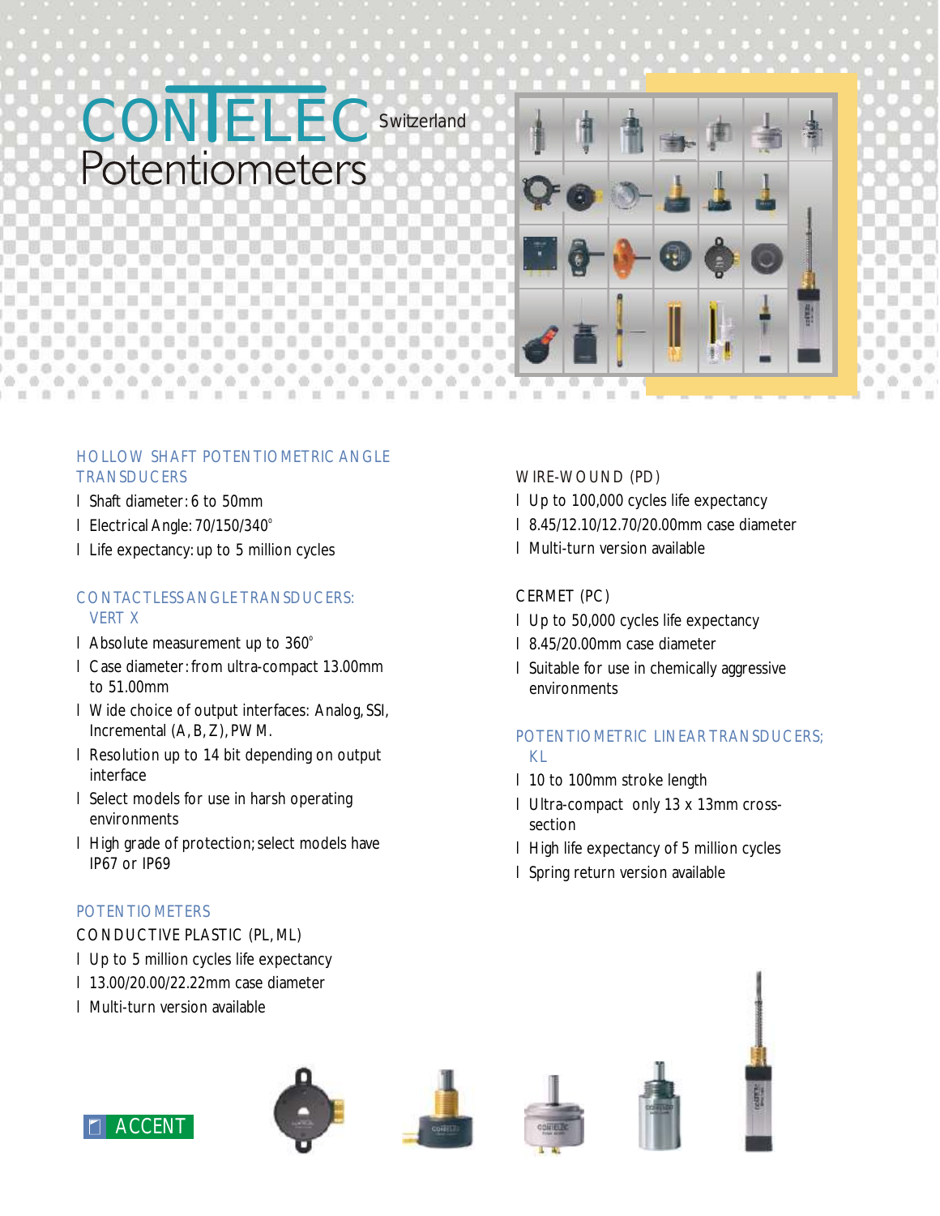# CONTELEC Switzerland
## Potentiometers

### HOLLOW SHAFT POTENTIOMETRIC ANGLE TRANSDUCERS

- Shaft diameter: 6 to 50mm
- Electrical Angle: 70/150/340°
- Life expectancy: up to 5 million cycles

### CONTACTLESS ANGLE TRANSDUCERS: VERT X

- Absolute measurement up to 360°
- Case diameter: from ultra-compact 13.00mm to 51.00mm
- Wide choice of output interfaces: Analog, SSI, Incremental (A, B, Z), PWM.
- Resolution up to 14 bit depending on output interface
- Select models for use in harsh operating environments
- High grade of protection; select models have IP67 or IP69

### POTENTIOMETERS

CONDUCTIVE PLASTIC (PL, ML)

- Up to 5 million cycles life expectancy
- 13.00/20.00/22.22mm case diameter
- Multi-turn version available

WIRE-WOUND (PD)

- Up to 100,000 cycles life expectancy
- 8.45/12.10/12.70/20.00mm case diameter
- Multi-turn version available

CERMET (PC)

- Up to 50,000 cycles life expectancy
- 8.45/20.00mm case diameter
- Suitable for use in chemically aggressive environments

### POTENTIOMETRIC LINEAR TRANSDUCERS; KL

- 10 to 100mm stroke length
- Ultra-compact only 13 x 13mm cross-section
- High life expectancy of 5 million cycles
- Spring return version available

ACCENT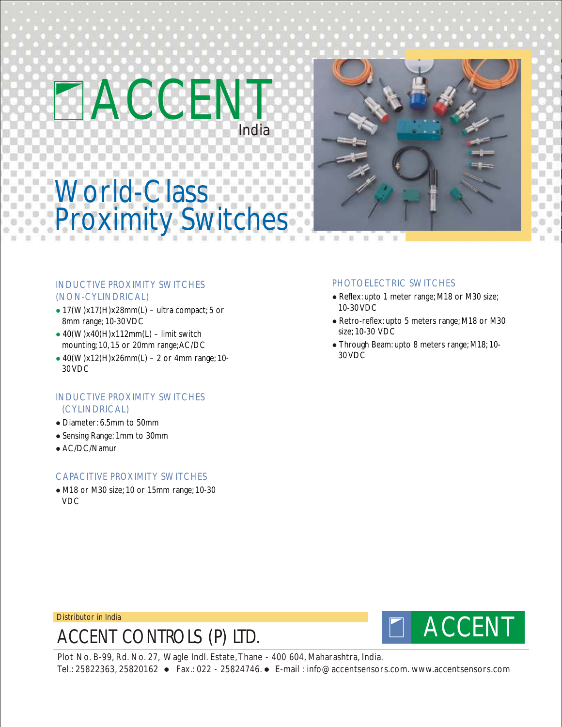# ACCENT India

# World-Class Proximity Switches

### INDUCTIVE PROXIMITY SWITCHES (NON-CYLINDRICAL)

- 17(W)x17(H)x28mm(L) – ultra compact; 5 or 8mm range; 10-30VDC
- 40(W)x40(H)x112mm(L) – limit switch mounting; 10, 15 or 20mm range; AC/DC
- 40(W)x12(H)x26mm(L) – 2 or 4mm range; 10-30VDC

### INDUCTIVE PROXIMITY SWITCHES (CYLINDRICAL)

- Diameter: 6.5mm to 50mm
- Sensing Range: 1mm to 30mm
- AC/DC/Namur

### CAPACITIVE PROXIMITY SWITCHES

- M18 or M30 size; 10 or 15mm range; 10-30 VDC

### PHOTOELECTRIC SWITCHES

- Reflex: upto 1 meter range; M18 or M30 size; 10-30VDC
- Retro-reflex: upto 5 meters range; M18 or M30 size; 10-30 VDC
- Through Beam: upto 8 meters range; M18; 10-30VDC

Distributor in India

## ACCENT CONTROLS (P) LTD.

ACCENT

Plot No. B-99, Rd. No. 27, Wagle Indl. Estate, Thane - 400 604, Maharashtra, India.
Tel.: 25822363, 25820162 ● Fax.: 022 - 25824746. ● E-mail : info@accentsensors.com. www.accentsensors.com